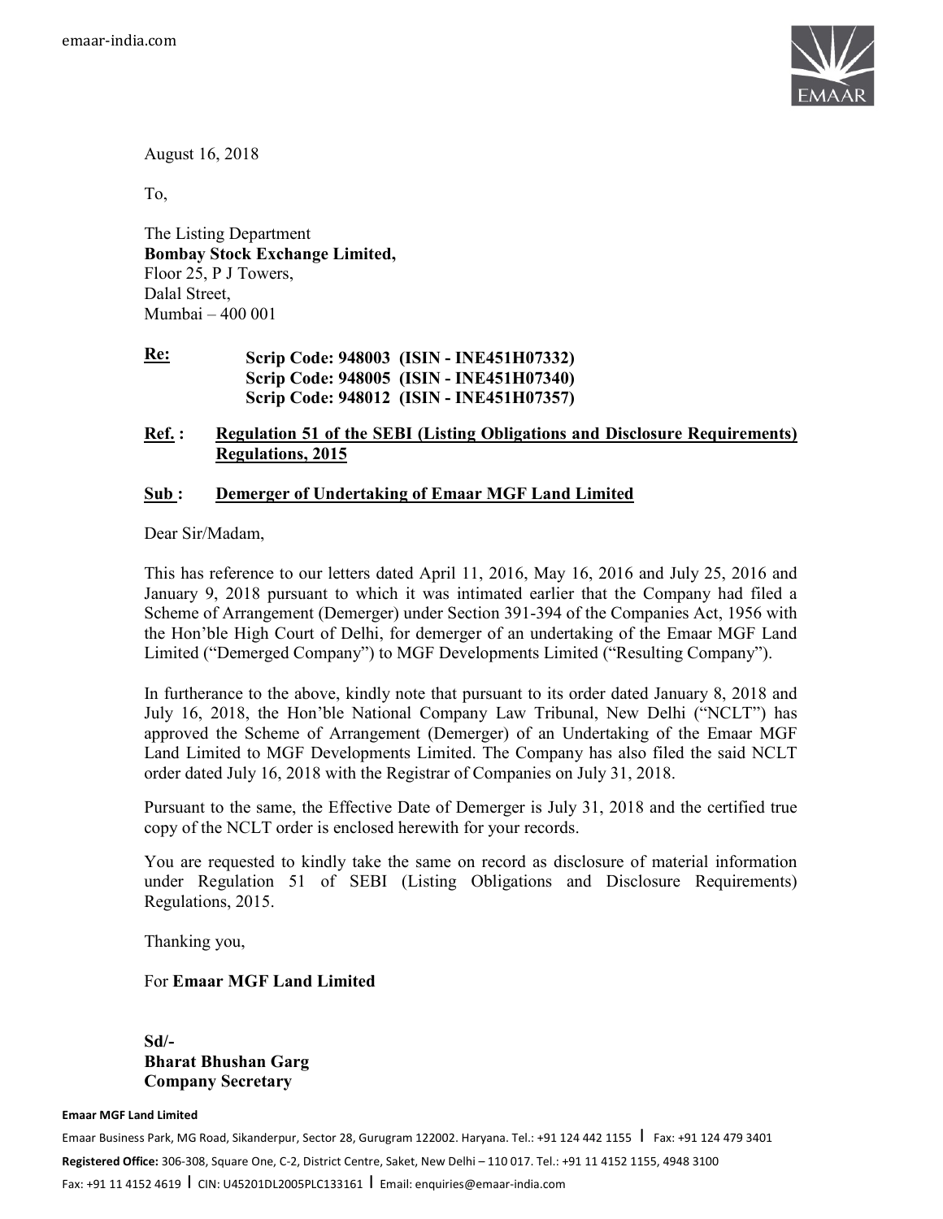emaar-india.com

August 16, 2018

To,

The Listing Department
**Bombay Stock Exchange Limited,**
Floor 25, P J Towers,
Dalal Street,
Mumbai – 400 001

**Re:** **Scrip Code: 948003 (ISIN - INE451H07332)**
**Scrip Code: 948005 (ISIN - INE451H07340)**
**Scrip Code: 948012 (ISIN - INE451H07357)**

**Ref. : Regulation 51 of the SEBI (Listing Obligations and Disclosure Requirements) Regulations, 2015**

**Sub : Demerger of Undertaking of Emaar MGF Land Limited**

Dear Sir/Madam,

This has reference to our letters dated April 11, 2016, May 16, 2016 and July 25, 2016 and January 9, 2018 pursuant to which it was intimated earlier that the Company had filed a Scheme of Arrangement (Demerger) under Section 391-394 of the Companies Act, 1956 with the Hon'ble High Court of Delhi, for demerger of an undertaking of the Emaar MGF Land Limited ("Demerged Company") to MGF Developments Limited ("Resulting Company").

In furtherance to the above, kindly note that pursuant to its order dated January 8, 2018 and July 16, 2018, the Hon'ble National Company Law Tribunal, New Delhi ("NCLT") has approved the Scheme of Arrangement (Demerger) of an Undertaking of the Emaar MGF Land Limited to MGF Developments Limited. The Company has also filed the said NCLT order dated July 16, 2018 with the Registrar of Companies on July 31, 2018.

Pursuant to the same, the Effective Date of Demerger is July 31, 2018 and the certified true copy of the NCLT order is enclosed herewith for your records.

You are requested to kindly take the same on record as disclosure of material information under Regulation 51 of SEBI (Listing Obligations and Disclosure Requirements) Regulations, 2015.

Thanking you,

For **Emaar MGF Land Limited**

**Sd/-**
**Bharat Bhushan Garg**
**Company Secretary**

**Emaar MGF Land Limited**
Emaar Business Park, MG Road, Sikanderpur, Sector 28, Gurugram 122002. Haryana. Tel.: +91 124 442 1155 | Fax: +91 124 479 3401
**Registered Office:** 306-308, Square One, C-2, District Centre, Saket, New Delhi – 110 017. Tel.: +91 11 4152 1155, 4948 3100
Fax: +91 11 4152 4619 | CIN: U45201DL2005PLC133161 | Email: enquiries@emaar-india.com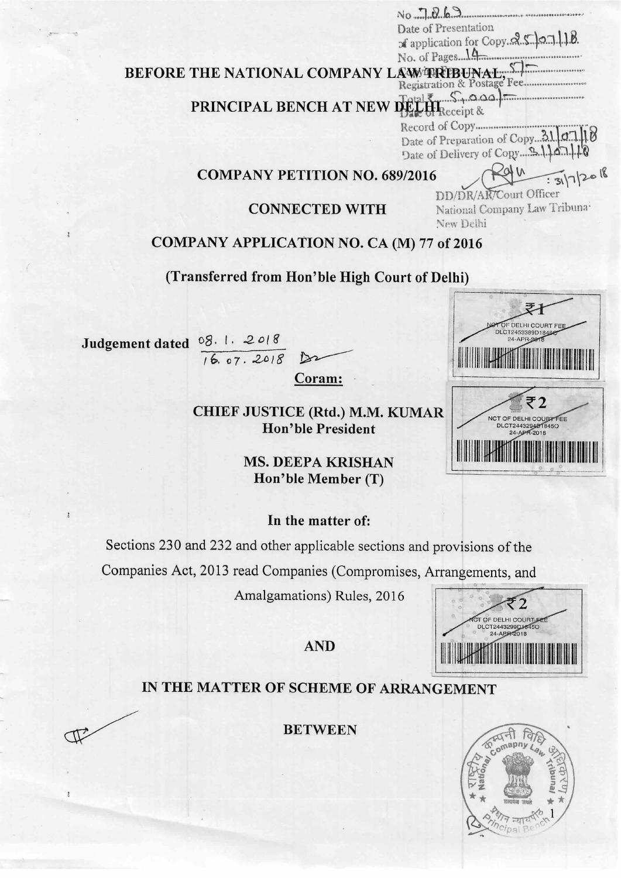No. 7263

Date of Presentation of application for Copy 25/07/18

No. of Pages 14

Copying Fee 5/-

Registration & Postage Fee

Total ₹ 5,000/-

Date of Receipt & Record of Copy

Date of Preparation of Copy 31/07/18

Date of Delivery of Copy 31/07/18

DD/DR/AR/Court Officer
National Company Law Tribunal
New Delhi

# BEFORE THE NATIONAL COMPANY LAW TRIBUNAL, PRINCIPAL BENCH AT NEW DELHI

## COMPANY PETITION NO. 689/2016

## CONNECTED WITH

## COMPANY APPLICATION NO. CA (M) 77 of 2016

**(Transferred from Hon'ble High Court of Delhi)**

**Judgement dated** 08. 1. 2018 16. 07. 2018

**Coram:**

**CHIEF JUSTICE (Rtd.) M.M. KUMAR**
**Hon'ble President**

**MS. DEEPA KRISHAN**
**Hon'ble Member (T)**

**In the matter of:**

Sections 230 and 232 and other applicable sections and provisions of the Companies Act, 2013 read Companies (Compromises, Arrangements, and Amalgamations) Rules, 2016

**AND**

**IN THE MATTER OF SCHEME OF ARRANGEMENT**

**BETWEEN**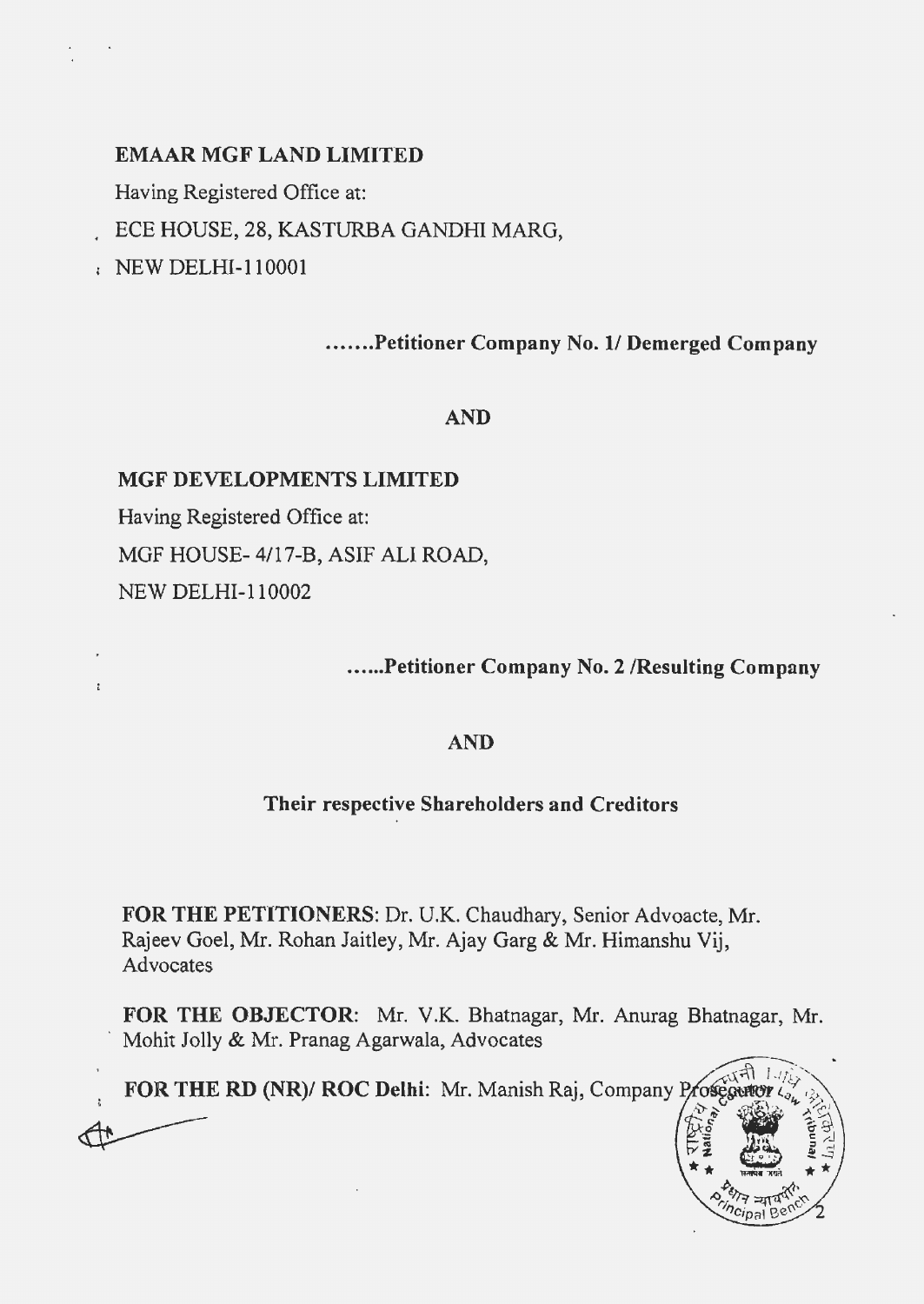**EMAAR MGF LAND LIMITED**

Having Registered Office at:

ECE HOUSE, 28, KASTURBA GANDHI MARG,

NEW DELHI-110001

**.......Petitioner Company No. 1/ Demerged Company**

**AND**

**MGF DEVELOPMENTS LIMITED**

Having Registered Office at:

MGF HOUSE- 4/17-B, ASIF ALI ROAD,

NEW DELHI-110002

**......Petitioner Company No. 2 /Resulting Company**

**AND**

**Their respective Shareholders and Creditors**

**FOR THE PETITIONERS**: Dr. U.K. Chaudhary, Senior Advoacte, Mr. Rajeev Goel, Mr. Rohan Jaitley, Mr. Ajay Garg & Mr. Himanshu Vij, Advocates

**FOR THE OBJECTOR**: Mr. V.K. Bhatnagar, Mr. Anurag Bhatnagar, Mr. Mohit Jolly & Mr. Pranag Agarwala, Advocates

**FOR THE RD (NR)/ ROC Delhi**: Mr. Manish Raj, Company Prosecutor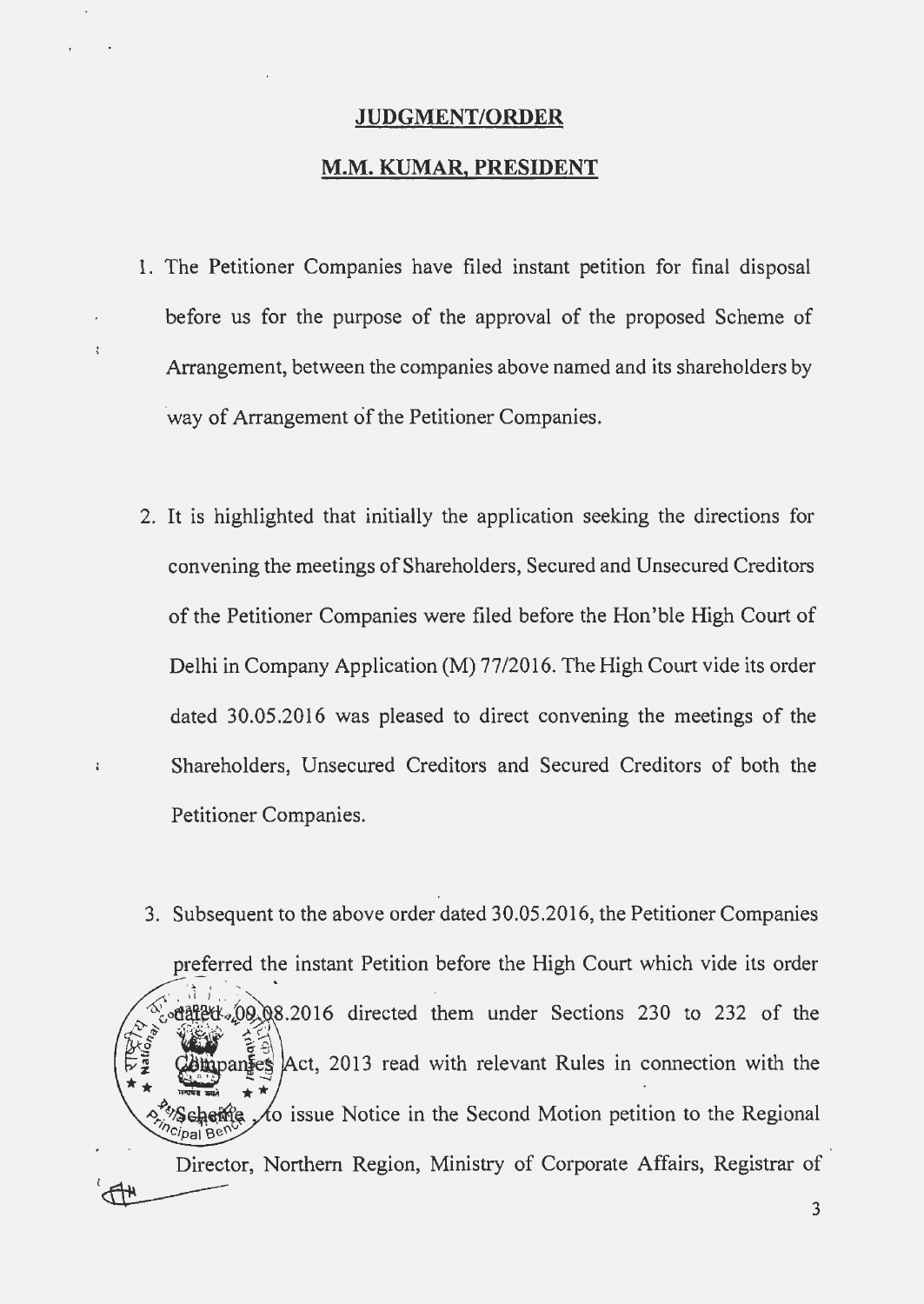## JUDGMENT/ORDER

## M.M. KUMAR, PRESIDENT

1. The Petitioner Companies have filed instant petition for final disposal before us for the purpose of the approval of the proposed Scheme of Arrangement, between the companies above named and its shareholders by way of Arrangement of the Petitioner Companies.

2. It is highlighted that initially the application seeking the directions for convening the meetings of Shareholders, Secured and Unsecured Creditors of the Petitioner Companies were filed before the Hon'ble High Court of Delhi in Company Application (M) 77/2016. The High Court vide its order dated 30.05.2016 was pleased to direct convening the meetings of the Shareholders, Unsecured Creditors and Secured Creditors of both the Petitioner Companies.

3. Subsequent to the above order dated 30.05.2016, the Petitioner Companies preferred the instant Petition before the High Court which vide its order dated 09.08.2016 directed them under Sections 230 to 232 of the Companies Act, 2013 read with relevant Rules in connection with the Scheme, to issue Notice in the Second Motion petition to the Regional Director, Northern Region, Ministry of Corporate Affairs, Registrar of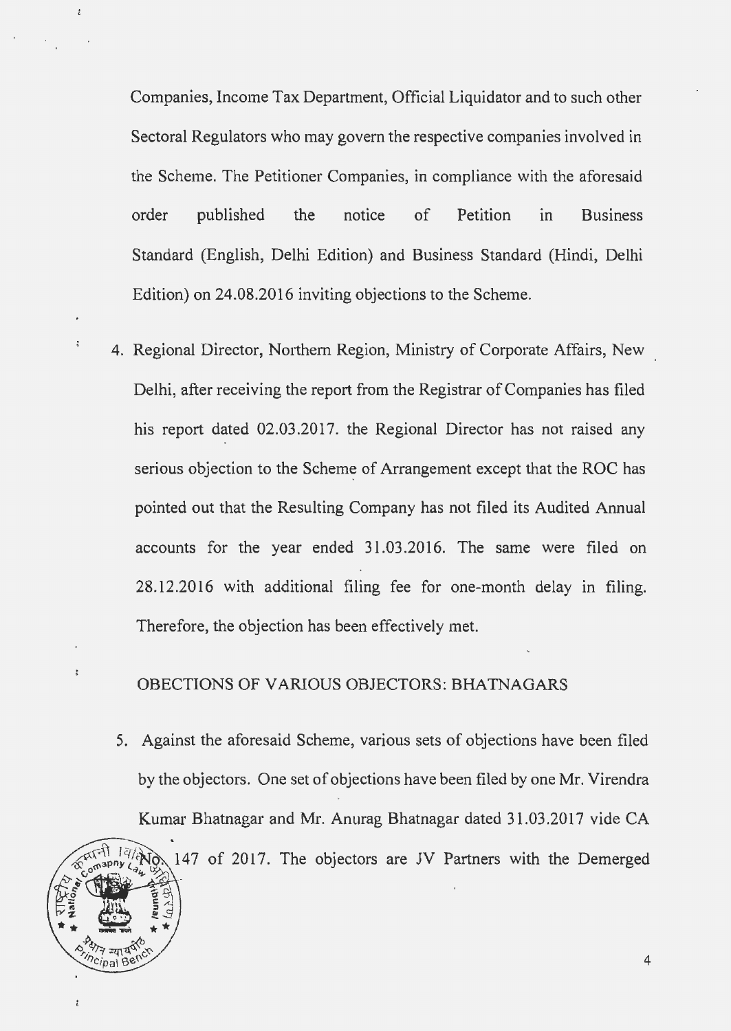Companies, Income Tax Department, Official Liquidator and to such other Sectoral Regulators who may govern the respective companies involved in the Scheme. The Petitioner Companies, in compliance with the aforesaid order published the notice of Petition in Business Standard (English, Delhi Edition) and Business Standard (Hindi, Delhi Edition) on 24.08.2016 inviting objections to the Scheme.

4. Regional Director, Northern Region, Ministry of Corporate Affairs, New Delhi, after receiving the report from the Registrar of Companies has filed his report dated 02.03.2017. the Regional Director has not raised any serious objection to the Scheme of Arrangement except that the ROC has pointed out that the Resulting Company has not filed its Audited Annual accounts for the year ended 31.03.2016. The same were filed on 28.12.2016 with additional filing fee for one-month delay in filing. Therefore, the objection has been effectively met.

OBECTIONS OF VARIOUS OBJECTORS: BHATNAGARS

5. Against the aforesaid Scheme, various sets of objections have been filed by the objectors. One set of objections have been filed by one Mr. Virendra Kumar Bhatnagar and Mr. Anurag Bhatnagar dated 31.03.2017 vide CA No. 147 of 2017. The objectors are JV Partners with the Demerged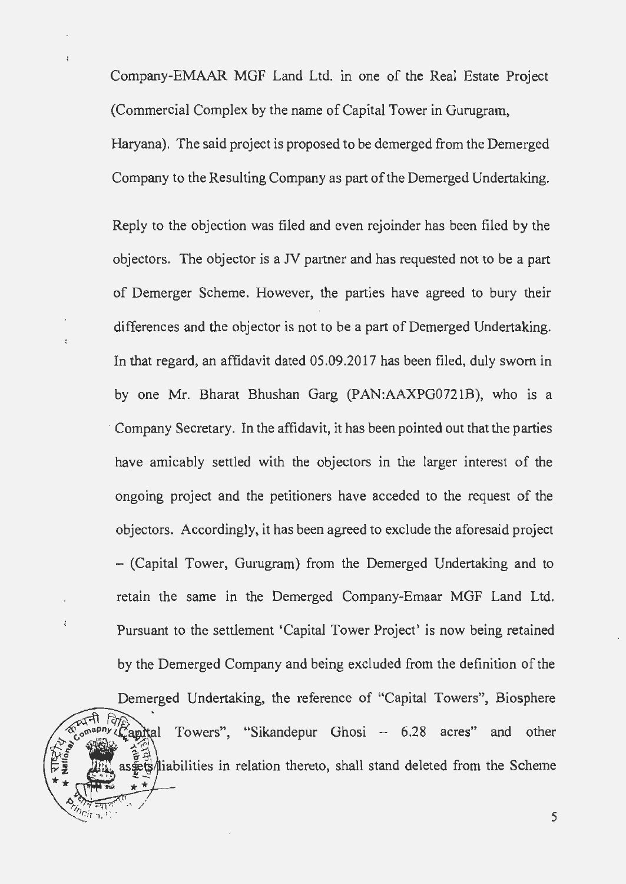Company-EMAAR MGF Land Ltd. in one of the Real Estate Project (Commercial Complex by the name of Capital Tower in Gurugram, Haryana). The said project is proposed to be demerged from the Demerged Company to the Resulting Company as part of the Demerged Undertaking.

Reply to the objection was filed and even rejoinder has been filed by the objectors. The objector is a JV partner and has requested not to be a part of Demerger Scheme. However, the parties have agreed to bury their differences and the objector is not to be a part of Demerged Undertaking. In that regard, an affidavit dated 05.09.2017 has been filed, duly sworn in by one Mr. Bharat Bhushan Garg (PAN:AAXPG0721B), who is a Company Secretary. In the affidavit, it has been pointed out that the parties have amicably settled with the objectors in the larger interest of the ongoing project and the petitioners have acceded to the request of the objectors. Accordingly, it has been agreed to exclude the aforesaid project – (Capital Tower, Gurugram) from the Demerged Undertaking and to retain the same in the Demerged Company-Emaar MGF Land Ltd. Pursuant to the settlement 'Capital Tower Project' is now being retained by the Demerged Company and being excluded from the definition of the Demerged Undertaking, the reference of "Capital Towers", Biosphere Capital Towers", "Sikandepur Ghosi – 6.28 acres" and other assets/liabilities in relation thereto, shall stand deleted from the Scheme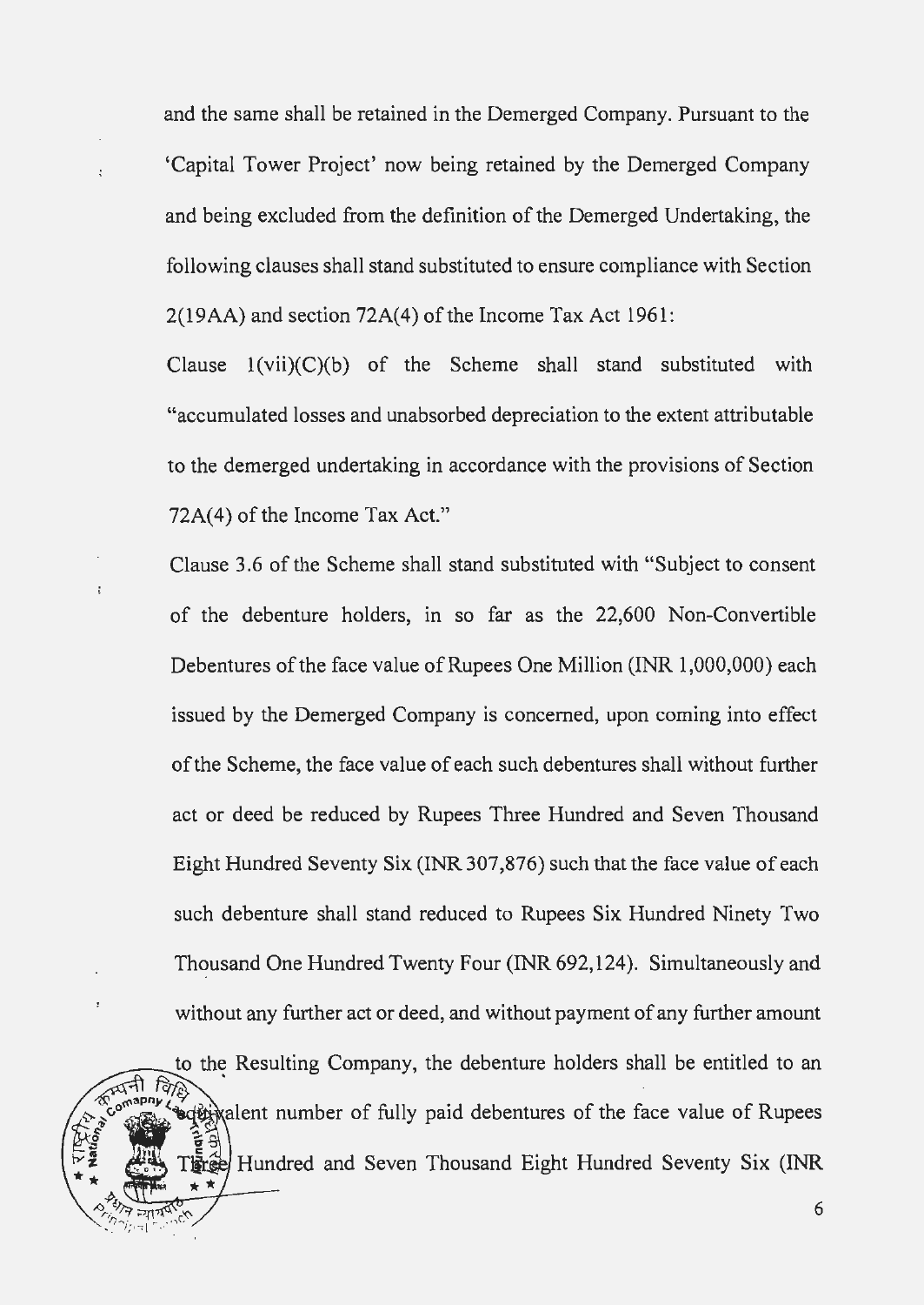and the same shall be retained in the Demerged Company. Pursuant to the 'Capital Tower Project' now being retained by the Demerged Company and being excluded from the definition of the Demerged Undertaking, the following clauses shall stand substituted to ensure compliance with Section 2(19AA) and section 72A(4) of the Income Tax Act 1961:

Clause 1(vii)(C)(b) of the Scheme shall stand substituted with "accumulated losses and unabsorbed depreciation to the extent attributable to the demerged undertaking in accordance with the provisions of Section 72A(4) of the Income Tax Act."

Clause 3.6 of the Scheme shall stand substituted with "Subject to consent of the debenture holders, in so far as the 22,600 Non-Convertible Debentures of the face value of Rupees One Million (INR 1,000,000) each issued by the Demerged Company is concerned, upon coming into effect of the Scheme, the face value of each such debentures shall without further act or deed be reduced by Rupees Three Hundred and Seven Thousand Eight Hundred Seventy Six (INR 307,876) such that the face value of each such debenture shall stand reduced to Rupees Six Hundred Ninety Two Thousand One Hundred Twenty Four (INR 692,124). Simultaneously and without any further act or deed, and without payment of any further amount to the Resulting Company, the debenture holders shall be entitled to an equivalent number of fully paid debentures of the face value of Rupees Three Hundred and Seven Thousand Eight Hundred Seventy Six (INR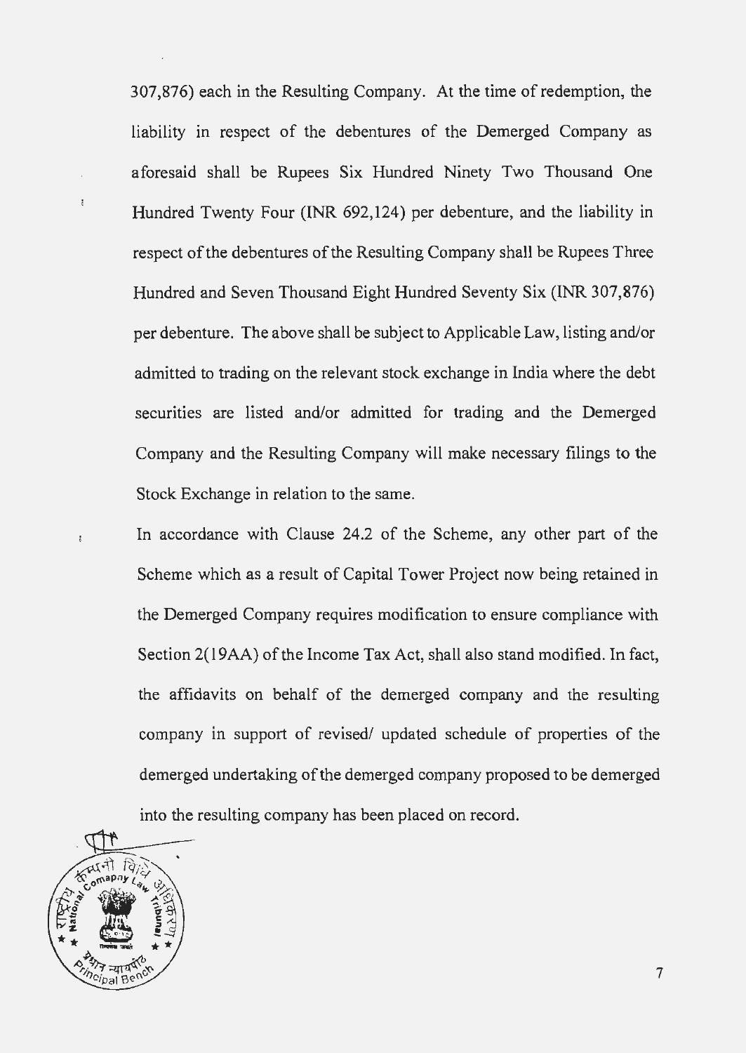307,876) each in the Resulting Company. At the time of redemption, the liability in respect of the debentures of the Demerged Company as aforesaid shall be Rupees Six Hundred Ninety Two Thousand One Hundred Twenty Four (INR 692,124) per debenture, and the liability in respect of the debentures of the Resulting Company shall be Rupees Three Hundred and Seven Thousand Eight Hundred Seventy Six (INR 307,876) per debenture. The above shall be subject to Applicable Law, listing and/or admitted to trading on the relevant stock exchange in India where the debt securities are listed and/or admitted for trading and the Demerged Company and the Resulting Company will make necessary filings to the Stock Exchange in relation to the same.

In accordance with Clause 24.2 of the Scheme, any other part of the Scheme which as a result of Capital Tower Project now being retained in the Demerged Company requires modification to ensure compliance with Section 2(19AA) of the Income Tax Act, shall also stand modified. In fact, the affidavits on behalf of the demerged company and the resulting company in support of revised/ updated schedule of properties of the demerged undertaking of the demerged company proposed to be demerged into the resulting company has been placed on record.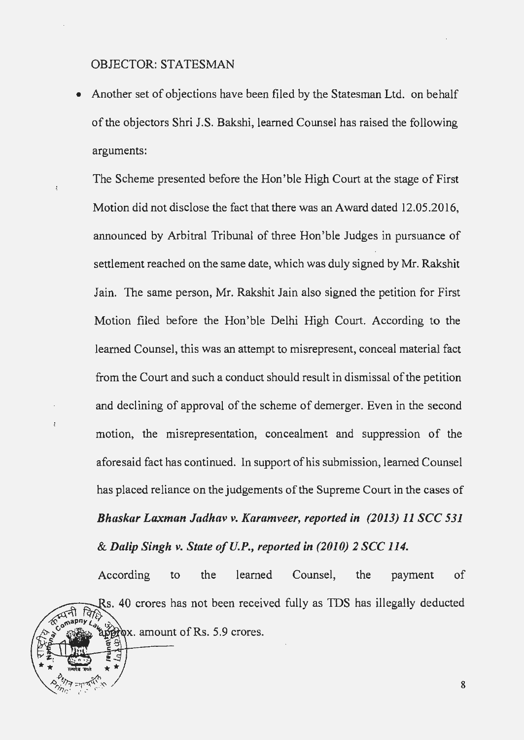OBJECTOR: STATESMAN

- Another set of objections have been filed by the Statesman Ltd. on behalf of the objectors Shri J.S. Bakshi, learned Counsel has raised the following arguments:

  The Scheme presented before the Hon'ble High Court at the stage of First Motion did not disclose the fact that there was an Award dated 12.05.2016, announced by Arbitral Tribunal of three Hon'ble Judges in pursuance of settlement reached on the same date, which was duly signed by Mr. Rakshit Jain. The same person, Mr. Rakshit Jain also signed the petition for First Motion filed before the Hon'ble Delhi High Court. According to the learned Counsel, this was an attempt to misrepresent, conceal material fact from the Court and such a conduct should result in dismissal of the petition and declining of approval of the scheme of demerger. Even in the second motion, the misrepresentation, concealment and suppression of the aforesaid fact has continued. In support of his submission, learned Counsel has placed reliance on the judgements of the Supreme Court in the cases of ***Bhaskar Laxman Jadhav v. Karamveer, reported in (2013) 11 SCC 531 & Dalip Singh v. State of U.P., reported in (2010) 2 SCC 114.***

  According to the learned Counsel, the payment of Rs. 40 crores has not been received fully as TDS has illegally deducted approx. amount of Rs. 5.9 crores.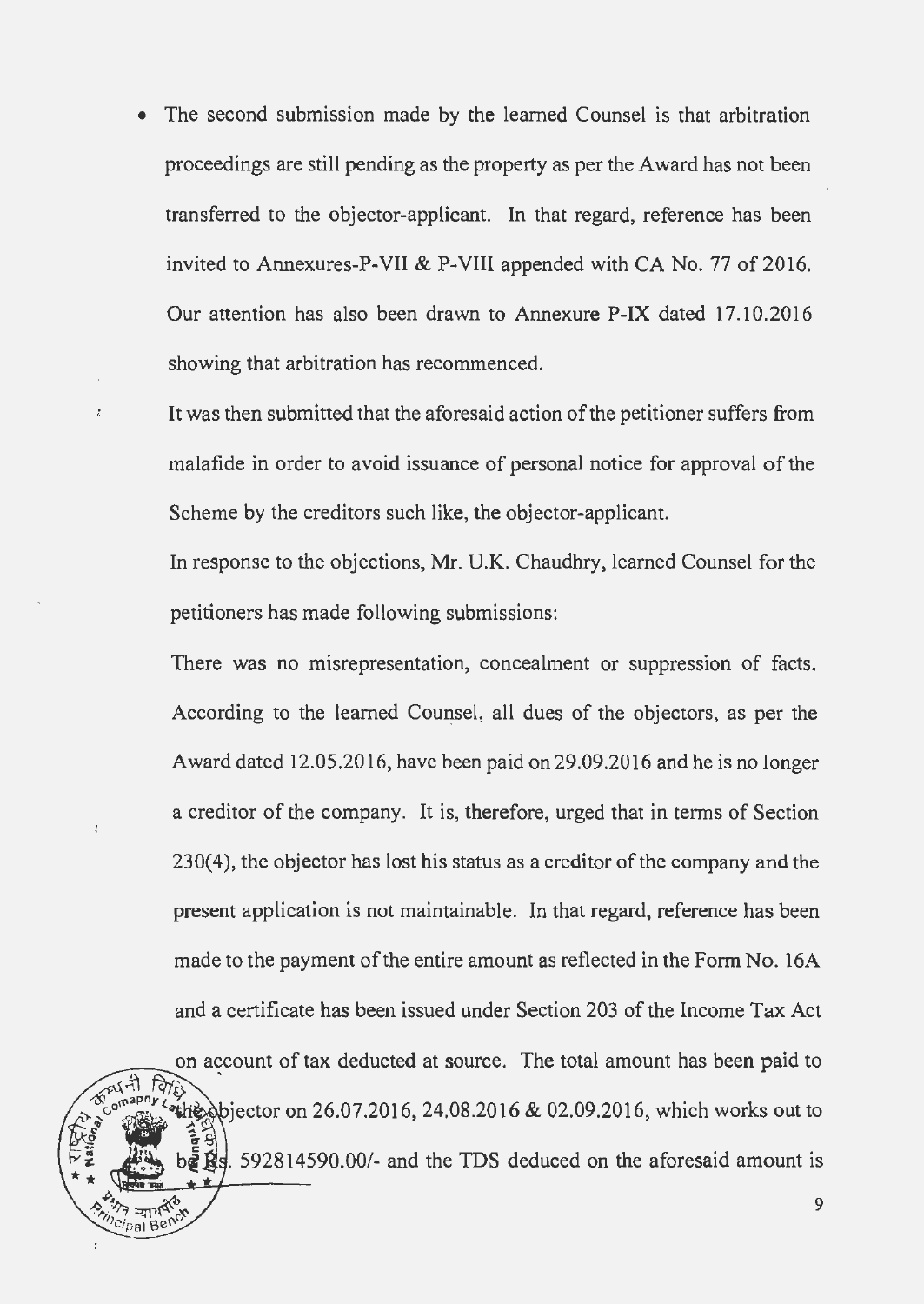- The second submission made by the learned Counsel is that arbitration proceedings are still pending as the property as per the Award has not been transferred to the objector-applicant. In that regard, reference has been invited to Annexures-P-VII & P-VIII appended with CA No. 77 of 2016. Our attention has also been drawn to Annexure P-IX dated 17.10.2016 showing that arbitration has recommenced.

It was then submitted that the aforesaid action of the petitioner suffers from malafide in order to avoid issuance of personal notice for approval of the Scheme by the creditors such like, the objector-applicant.

In response to the objections, Mr. U.K. Chaudhry, learned Counsel for the petitioners has made following submissions:

There was no misrepresentation, concealment or suppression of facts. According to the learned Counsel, all dues of the objectors, as per the Award dated 12.05.2016, have been paid on 29.09.2016 and he is no longer a creditor of the company. It is, therefore, urged that in terms of Section 230(4), the objector has lost his status as a creditor of the company and the present application is not maintainable. In that regard, reference has been made to the payment of the entire amount as reflected in the Form No. 16A and a certificate has been issued under Section 203 of the Income Tax Act on account of tax deducted at source. The total amount has been paid to the objector on 26.07.2016, 24.08.2016 & 02.09.2016, which works out to be Rs. 592814590.00/- and the TDS deduced on the aforesaid amount is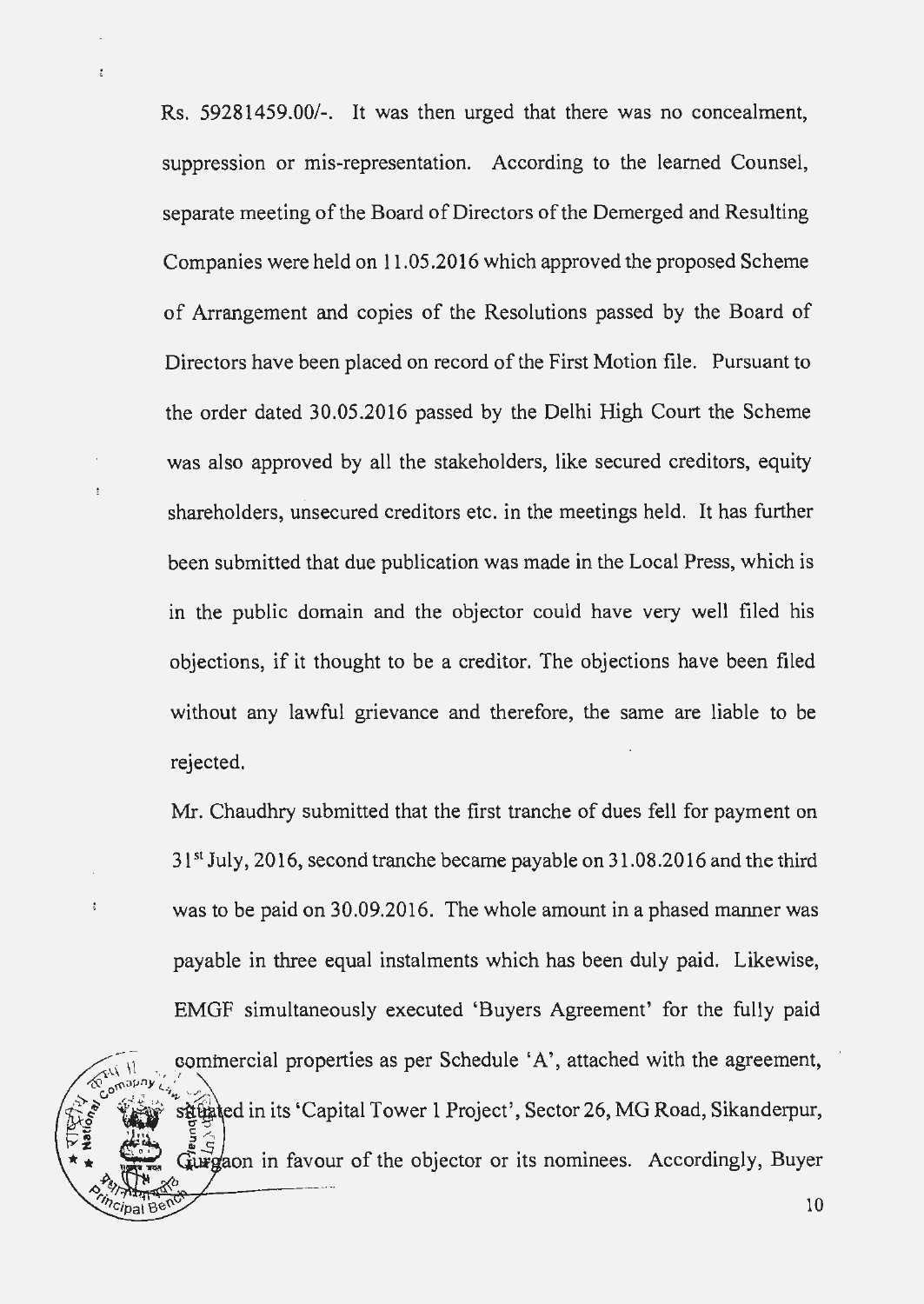Rs. 59281459.00/-. It was then urged that there was no concealment, suppression or mis-representation. According to the learned Counsel, separate meeting of the Board of Directors of the Demerged and Resulting Companies were held on 11.05.2016 which approved the proposed Scheme of Arrangement and copies of the Resolutions passed by the Board of Directors have been placed on record of the First Motion file. Pursuant to the order dated 30.05.2016 passed by the Delhi High Court the Scheme was also approved by all the stakeholders, like secured creditors, equity shareholders, unsecured creditors etc. in the meetings held. It has further been submitted that due publication was made in the Local Press, which is in the public domain and the objector could have very well filed his objections, if it thought to be a creditor. The objections have been filed without any lawful grievance and therefore, the same are liable to be rejected.

Mr. Chaudhry submitted that the first tranche of dues fell for payment on 31st July, 2016, second tranche became payable on 31.08.2016 and the third was to be paid on 30.09.2016. The whole amount in a phased manner was payable in three equal instalments which has been duly paid. Likewise, EMGF simultaneously executed 'Buyers Agreement' for the fully paid commercial properties as per Schedule 'A', attached with the agreement, situated in its 'Capital Tower 1 Project', Sector 26, MG Road, Sikanderpur, Gurgaon in favour of the objector or its nominees. Accordingly, Buyer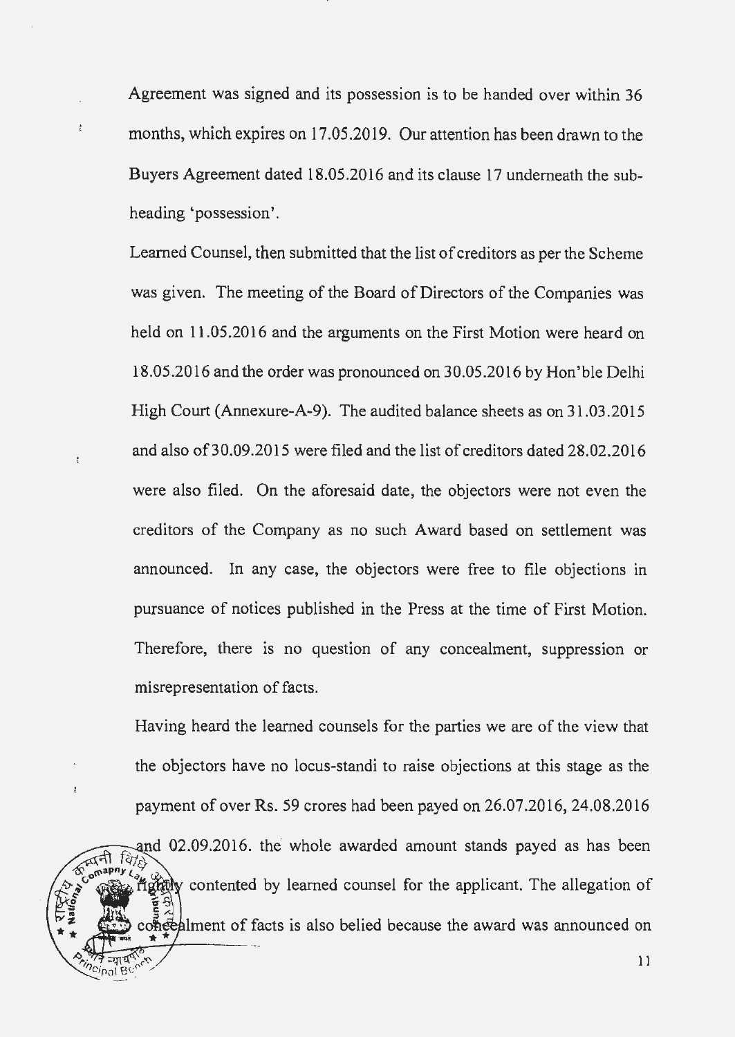Agreement was signed and its possession is to be handed over within 36 months, which expires on 17.05.2019. Our attention has been drawn to the Buyers Agreement dated 18.05.2016 and its clause 17 underneath the sub-heading 'possession'.

Learned Counsel, then submitted that the list of creditors as per the Scheme was given. The meeting of the Board of Directors of the Companies was held on 11.05.2016 and the arguments on the First Motion were heard on 18.05.2016 and the order was pronounced on 30.05.2016 by Hon'ble Delhi High Court (Annexure-A-9). The audited balance sheets as on 31.03.2015 and also of 30.09.2015 were filed and the list of creditors dated 28.02.2016 were also filed. On the aforesaid date, the objectors were not even the creditors of the Company as no such Award based on settlement was announced. In any case, the objectors were free to file objections in pursuance of notices published in the Press at the time of First Motion. Therefore, there is no question of any concealment, suppression or misrepresentation of facts.

Having heard the learned counsels for the parties we are of the view that the objectors have no locus-standi to raise objections at this stage as the payment of over Rs. 59 crores had been payed on 26.07.2016, 24.08.2016 and 02.09.2016. the whole awarded amount stands payed as has been rightly contented by learned counsel for the applicant. The allegation of concealment of facts is also belied because the award was announced on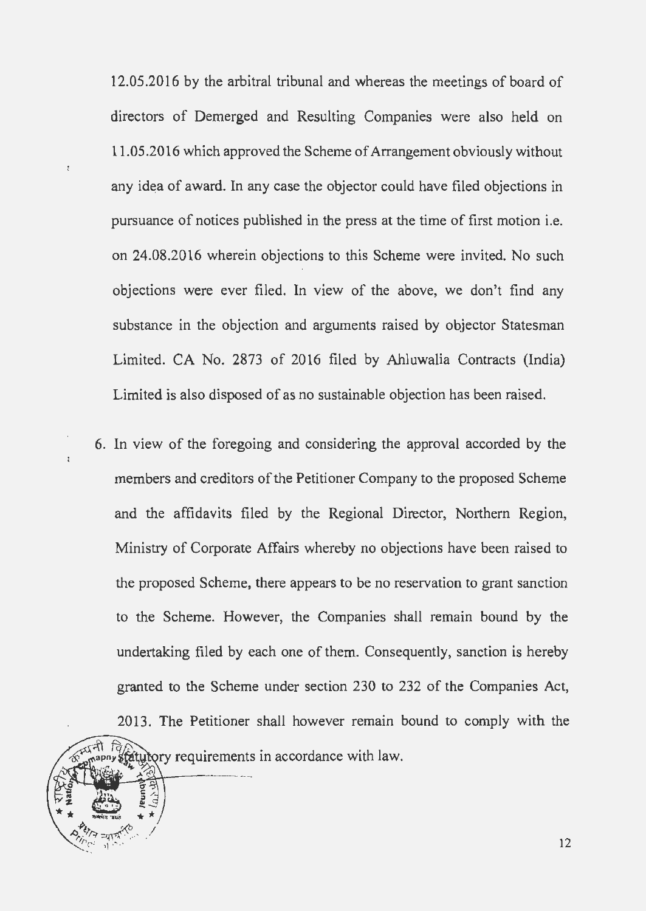12.05.2016 by the arbitral tribunal and whereas the meetings of board of directors of Demerged and Resulting Companies were also held on 11.05.2016 which approved the Scheme of Arrangement obviously without any idea of award. In any case the objector could have filed objections in pursuance of notices published in the press at the time of first motion i.e. on 24.08.2016 wherein objections to this Scheme were invited. No such objections were ever filed. In view of the above, we don't find any substance in the objection and arguments raised by objector Statesman Limited. CA No. 2873 of 2016 filed by Ahluwalia Contracts (India) Limited is also disposed of as no sustainable objection has been raised.

6. In view of the foregoing and considering the approval accorded by the members and creditors of the Petitioner Company to the proposed Scheme and the affidavits filed by the Regional Director, Northern Region, Ministry of Corporate Affairs whereby no objections have been raised to the proposed Scheme, there appears to be no reservation to grant sanction to the Scheme. However, the Companies shall remain bound by the undertaking filed by each one of them. Consequently, sanction is hereby granted to the Scheme under section 230 to 232 of the Companies Act, 2013. The Petitioner shall however remain bound to comply with the statutory requirements in accordance with law.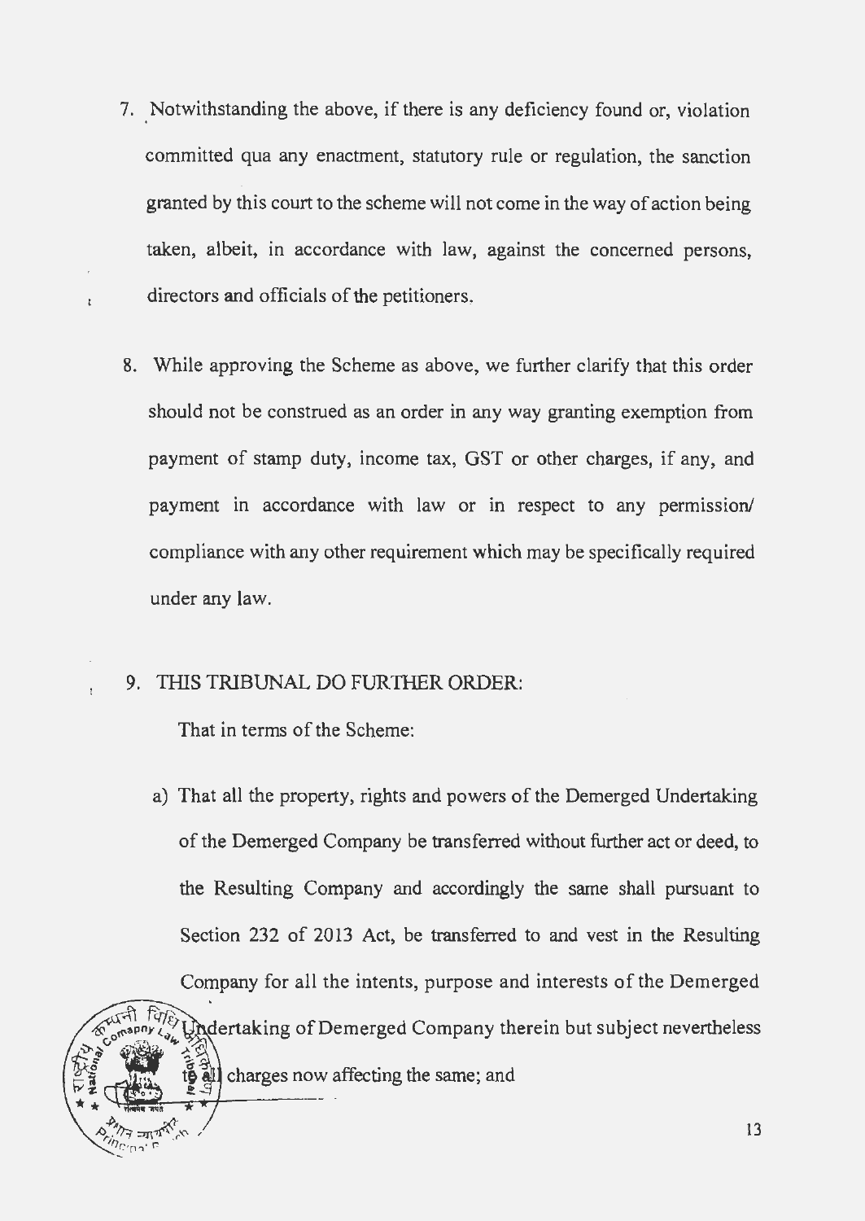7. Notwithstanding the above, if there is any deficiency found or, violation committed qua any enactment, statutory rule or regulation, the sanction granted by this court to the scheme will not come in the way of action being taken, albeit, in accordance with law, against the concerned persons, directors and officials of the petitioners.

8. While approving the Scheme as above, we further clarify that this order should not be construed as an order in any way granting exemption from payment of stamp duty, income tax, GST or other charges, if any, and payment in accordance with law or in respect to any permission/ compliance with any other requirement which may be specifically required under any law.

9. THIS TRIBUNAL DO FURTHER ORDER:

   That in terms of the Scheme:

   a) That all the property, rights and powers of the Demerged Undertaking of the Demerged Company be transferred without further act or deed, to the Resulting Company and accordingly the same shall pursuant to Section 232 of 2013 Act, be transferred to and vest in the Resulting Company for all the intents, purpose and interests of the Demerged Undertaking of Demerged Company therein but subject nevertheless to all charges now affecting the same; and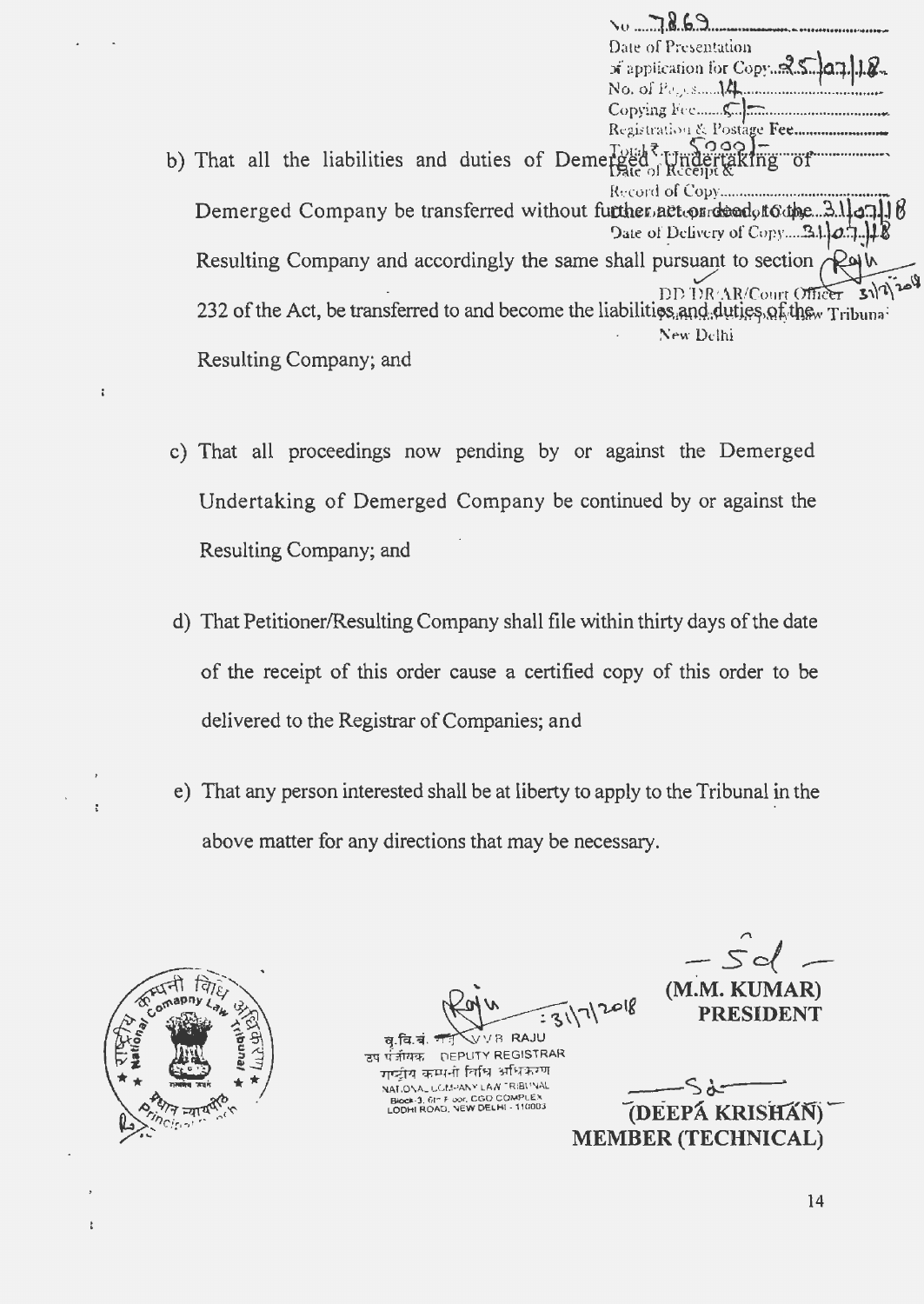No. 7869
Date of Presentation of application for Copy 25/07/18
No. of Pages 14
Copying Fee 5/-
Registration & Postage Fee
Total ₹ 5000/-
Date of Receipt & Record of Copy
Date of Delivery of Copy 31/07/18
DD/DR/AR/Court Officer 31/7/2018
National Company Law Tribunal
New Delhi

b) That all the liabilities and duties of Demerged Undertaking of Demerged Company be transferred without further act or deed, to the Resulting Company and accordingly the same shall pursuant to section 232 of the Act, be transferred to and become the liabilities and duties of the Resulting Company; and

c) That all proceedings now pending by or against the Demerged Undertaking of Demerged Company be continued by or against the Resulting Company; and

d) That Petitioner/Resulting Company shall file within thirty days of the date of the receipt of this order cause a certified copy of this order to be delivered to the Registrar of Companies; and

e) That any person interested shall be at liberty to apply to the Tribunal in the above matter for any directions that may be necessary.

-Sd-
**(M.M. KUMAR)**
**PRESIDENT**

-Sd-
**(DEEPA KRISHAN)**
**MEMBER (TECHNICAL)**

Raju 31/7/2018
वी.वि.बी. राजू VVB RAJU
उप पंजीयक DEPUTY REGISTRAR
राष्ट्रीय कम्पनी विधि अधिकरण
NATIONAL COMPANY LAW TRIBUNAL
Block-3, 6th Floor, CGO COMPLEX
LODHI ROAD, NEW DELHI - 110003